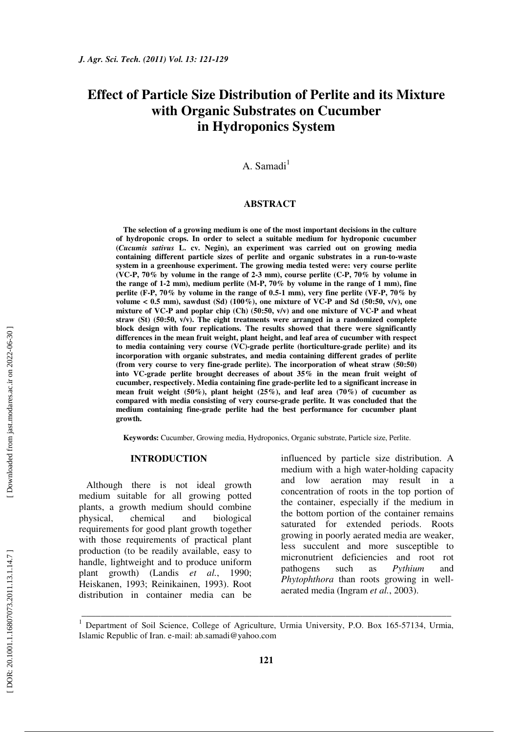# Effect of Particle Size Distribution of Perlite and its Mixture with Organic Substrates on Cucumber in Hydroponics System

A. Samadi[1]

## ABSTRACT

**The selection of a growing medium is one of the most important decisions in the culture of hydroponic crops. In order to select a suitable medium for hydroponic cucumber (*Cucumis sativus* L. cv. Negin), an experiment was carried out on growing media containing different particle sizes of perlite and organic substrates in a run-to-waste system in a greenhouse experiment. The growing media tested were: very course perlite (VC-P, 70% by volume in the range of 2-3 mm), course perlite (C-P, 70% by volume in the range of 1-2 mm), medium perlite (M-P, 70% by volume in the range of 1 mm), fine perlite (F-P, 70% by volume in the range of 0.5-1 mm), very fine perlite (VF-P, 70% by volume < 0.5 mm), sawdust (Sd) (100%), one mixture of VC-P and Sd (50:50, v/v), one mixture of VC-P and poplar chip (Ch) (50:50, v/v) and one mixture of VC-P and wheat straw (St) (50:50, v/v). The eight treatments were arranged in a randomized complete block design with four replications. The results showed that there were significantly differences in the mean fruit weight, plant height, and leaf area of cucumber with respect to media containing very course (VC)-grade perlite (horticulture-grade perlite) and its incorporation with organic substrates, and media containing different grades of perlite (from very course to very fine-grade perlite). The incorporation of wheat straw (50:50) into VC-grade perlite brought decreases of about 35% in the mean fruit weight of cucumber, respectively. Media containing fine grade-perlite led to a significant increase in mean fruit weight (50%), plant height (25%), and leaf area (70%) of cucumber as compared with media consisting of very course-grade perlite. It was concluded that the medium containing fine-grade perlite had the best performance for cucumber plant growth.**

**Keywords:** Cucumber, Growing media, Hydroponics, Organic substrate, Particle size, Perlite.

## INTRODUCTION

Although there is not ideal growth medium suitable for all growing potted plants, a growth medium should combine physical, chemical and biological requirements for good plant growth together with those requirements of practical plant production (to be readily available, easy to handle, lightweight and to produce uniform plant growth) (Landis *et al.*, 1990; Heiskanen, 1993; Reinikainen, 1993). Root distribution in container media can be influenced by particle size distribution. A medium with a high water-holding capacity and low aeration may result in a concentration of roots in the top portion of the container, especially if the medium in the bottom portion of the container remains saturated for extended periods. Roots growing in poorly aerated media are weaker, less succulent and more susceptible to micronutrient deficiencies and root rot pathogens such as *Pythium* and *Phytophthora* than roots growing in well-aerated media (Ingram *et al.*, 2003).

---

[1] Department of Soil Science, College of Agriculture, Urmia University, P.O. Box 165-57134, Urmia, Islamic Republic of Iran. e-mail: ab.samadi@yahoo.com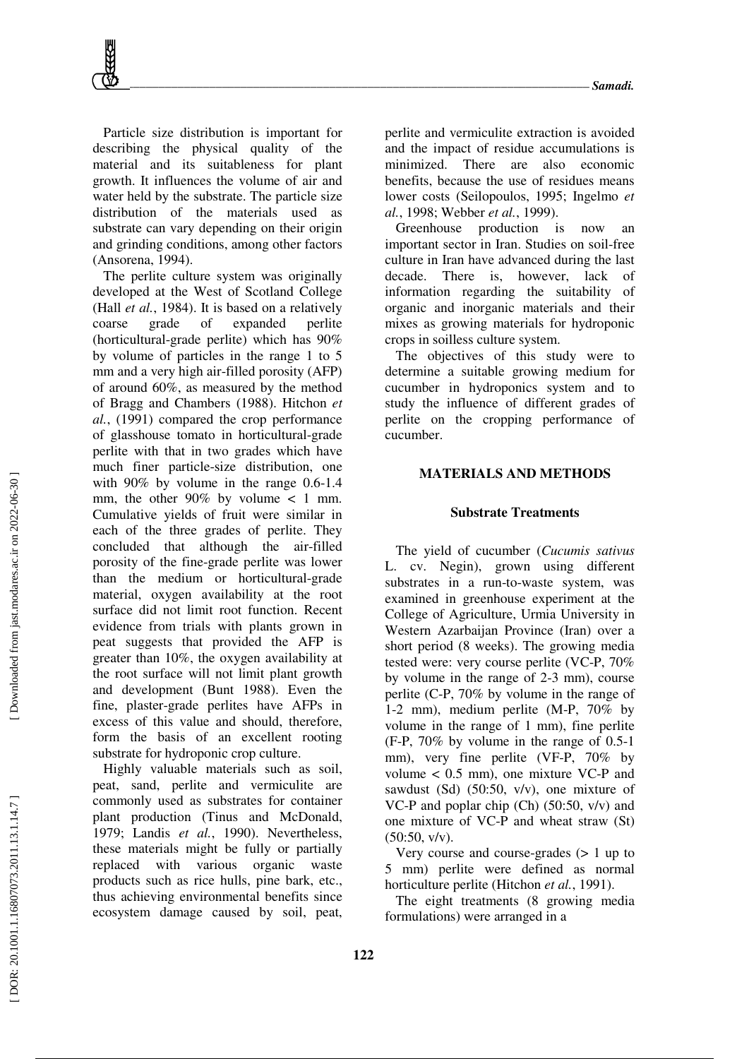Particle size distribution is important for describing the physical quality of the material and its suitableness for plant growth. It influences the volume of air and water held by the substrate. The particle size distribution of the materials used as substrate can vary depending on their origin and grinding conditions, among other factors (Ansorena, 1994).

The perlite culture system was originally developed at the West of Scotland College (Hall *et al.*, 1984). It is based on a relatively coarse grade of expanded perlite (horticultural-grade perlite) which has 90% by volume of particles in the range 1 to 5 mm and a very high air-filled porosity (AFP) of around 60%, as measured by the method of Bragg and Chambers (1988). Hitchon *et al.*, (1991) compared the crop performance of glasshouse tomato in horticultural-grade perlite with that in two grades which have much finer particle-size distribution, one with 90% by volume in the range 0.6-1.4 mm, the other 90% by volume < 1 mm. Cumulative yields of fruit were similar in each of the three grades of perlite. They concluded that although the air-filled porosity of the fine-grade perlite was lower than the medium or horticultural-grade material, oxygen availability at the root surface did not limit root function. Recent evidence from trials with plants grown in peat suggests that provided the AFP is greater than 10%, the oxygen availability at the root surface will not limit plant growth and development (Bunt 1988). Even the fine, plaster-grade perlites have AFPs in excess of this value and should, therefore, form the basis of an excellent rooting substrate for hydroponic crop culture.

Highly valuable materials such as soil, peat, sand, perlite and vermiculite are commonly used as substrates for container plant production (Tinus and McDonald, 1979; Landis *et al.*, 1990). Nevertheless, these materials might be fully or partially replaced with various organic waste products such as rice hulls, pine bark, etc., thus achieving environmental benefits since ecosystem damage caused by soil, peat, perlite and vermiculite extraction is avoided and the impact of residue accumulations is minimized. There are also economic benefits, because the use of residues means lower costs (Seilopoulos, 1995; Ingelmo *et al.*, 1998; Webber *et al.*, 1999).

Greenhouse production is now an important sector in Iran. Studies on soil-free culture in Iran have advanced during the last decade. There is, however, lack of information regarding the suitability of organic and inorganic materials and their mixes as growing materials for hydroponic crops in soilless culture system.

The objectives of this study were to determine a suitable growing medium for cucumber in hydroponics system and to study the influence of different grades of perlite on the cropping performance of cucumber.

## MATERIALS AND METHODS

### Substrate Treatments

The yield of cucumber (*Cucumis sativus* L. cv. Negin), grown using different substrates in a run-to-waste system, was examined in greenhouse experiment at the College of Agriculture, Urmia University in Western Azarbaijan Province (Iran) over a short period (8 weeks). The growing media tested were: very course perlite (VC-P, 70% by volume in the range of 2-3 mm), course perlite (C-P, 70% by volume in the range of 1-2 mm), medium perlite (M-P, 70% by volume in the range of 1 mm), fine perlite (F-P, 70% by volume in the range of 0.5-1 mm), very fine perlite (VF-P, 70% by volume < 0.5 mm), one mixture VC-P and sawdust (Sd) (50:50, v/v), one mixture of VC-P and poplar chip (Ch) (50:50, v/v) and one mixture of VC-P and wheat straw (St) (50:50, v/v).

Very course and course-grades (> 1 up to 5 mm) perlite were defined as normal horticulture perlite (Hitchon *et al.*, 1991).

The eight treatments (8 growing media formulations) were arranged in a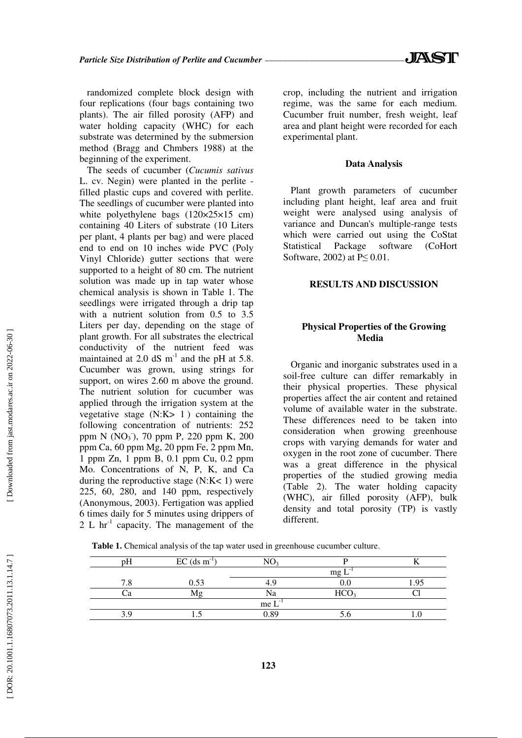randomized complete block design with four replications (four bags containing two plants). The air filled porosity (AFP) and water holding capacity (WHC) for each substrate was determined by the submersion method (Bragg and Chmbers 1988) at the beginning of the experiment.

The seeds of cucumber (*Cucumis sativus* L. cv. Negin) were planted in the perlite - filled plastic cups and covered with perlite. The seedlings of cucumber were planted into white polyethylene bags (120×25×15 cm) containing 40 Liters of substrate (10 Liters per plant, 4 plants per bag) and were placed end to end on 10 inches wide PVC (Poly Vinyl Chloride) gutter sections that were supported to a height of 80 cm. The nutrient solution was made up in tap water whose chemical analysis is shown in Table 1. The seedlings were irrigated through a drip tap with a nutrient solution from 0.5 to 3.5 Liters per day, depending on the stage of plant growth. For all substrates the electrical conductivity of the nutrient feed was maintained at 2.0 dS $m^{-1}$ and the pH at 5.8. Cucumber was grown, using strings for support, on wires 2.60 m above the ground. The nutrient solution for cucumber was applied through the irrigation system at the vegetative stage (N:K> 1 ) containing the following concentration of nutrients: 252 ppm N ($NO_3^-$), 70 ppm P, 220 ppm K, 200 ppm Ca, 60 ppm Mg, 20 ppm Fe, 2 ppm Mn, 1 ppm Zn, 1 ppm B, 0.1 ppm Cu, 0.2 ppm Mo. Concentrations of N, P, K, and Ca during the reproductive stage (N:K< 1) were 225, 60, 280, and 140 ppm, respectively (Anonymous, 2003). Fertigation was applied 6 times daily for 5 minutes using drippers of 2 L $hr^{-1}$ capacity. The management of the crop, including the nutrient and irrigation regime, was the same for each medium. Cucumber fruit number, fresh weight, leaf area and plant height were recorded for each experimental plant.

### Data Analysis

Plant growth parameters of cucumber including plant height, leaf area and fruit weight were analysed using analysis of variance and Duncan's multiple-range tests which were carried out using the CoStat Statistical Package software (CoHort Software, 2002) at $P \leq 0.01$.

## RESULTS AND DISCUSSION

### Physical Properties of the Growing Media

Organic and inorganic substrates used in a soil-free culture can differ remarkably in their physical properties. These physical properties affect the air content and retained volume of available water in the substrate. These differences need to be taken into consideration when growing greenhouse crops with varying demands for water and oxygen in the root zone of cucumber. There was a great difference in the physical properties of the studied growing media (Table 2). The water holding capacity (WHC), air filled porosity (AFP), bulk density and total porosity (TP) is vastly different.

**Table 1.** Chemical analysis of the tap water used in greenhouse cucumber culture.

| pH | EC (ds $m^{-1}$) | $NO_3$ | P | K |
|---|---|---|---|---|
| | | mg $L^{-1}$ | | |
| 7.8 | 0.53 | 4.9 | 0.0 | 1.95 |
| Ca | Mg | Na | $HCO_3$ | Cl |
| | | me $L^{-1}$ | | |
| 3.9 | 1.5 | 0.89 | 5.6 | 1.0 |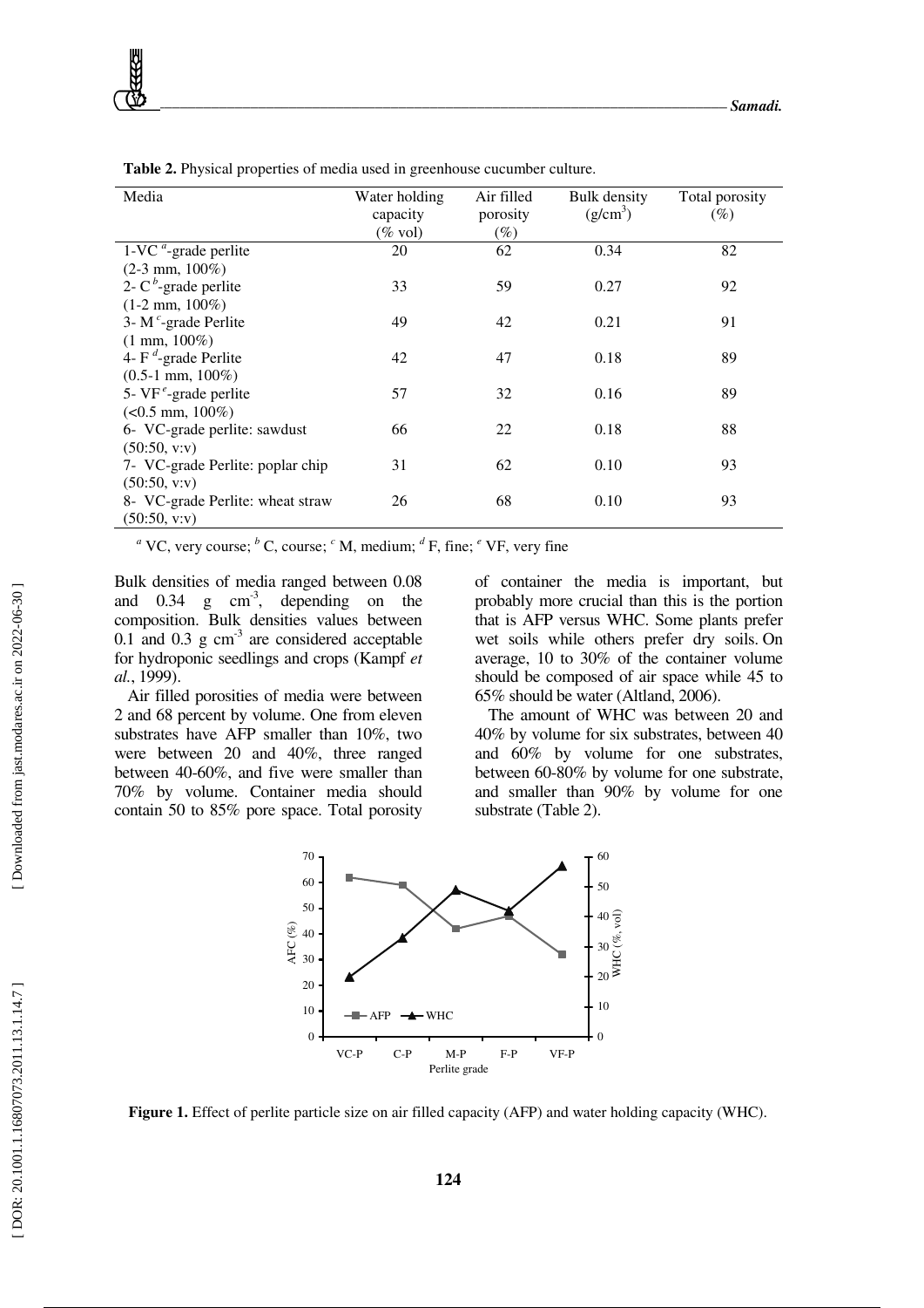**Table 2.** Physical properties of media used in greenhouse cucumber culture.

| Media | Water holding capacity (% vol) | Air filled porosity (%) | Bulk density ($g/cm^3$) | Total porosity (%) |
|---|---|---|---|---|
| 1-VC [a]-grade perlite (2-3 mm, 100%) | 20 | 62 | 0.34 | 82 |
| 2- C [b]-grade perlite (1-2 mm, 100%) | 33 | 59 | 0.27 | 92 |
| 3- M [c]-grade Perlite (1 mm, 100%) | 49 | 42 | 0.21 | 91 |
| 4- F [d]-grade Perlite (0.5-1 mm, 100%) | 42 | 47 | 0.18 | 89 |
| 5- VF [e]-grade perlite (<0.5 mm, 100%) | 57 | 32 | 0.16 | 89 |
| 6- VC-grade perlite: sawdust (50:50, v:v) | 66 | 22 | 0.18 | 88 |
| 7- VC-grade Perlite: poplar chip (50:50, v:v) | 31 | 62 | 0.10 | 93 |
| 8- VC-grade Perlite: wheat straw (50:50, v:v) | 26 | 68 | 0.10 | 93 |

[a] VC, very course; [b] C, course; [c] M, medium; [d] F, fine; [e] VF, very fine

Bulk densities of media ranged between 0.08 and 0.34 g $cm^{-3}$, depending on the composition. Bulk densities values between 0.1 and 0.3 g $cm^{-3}$ are considered acceptable for hydroponic seedlings and crops (Kampf *et al.*, 1999).

Air filled porosities of media were between 2 and 68 percent by volume. One from eleven substrates have AFP smaller than 10%, two were between 20 and 40%, three ranged between 40-60%, and five were smaller than 70% by volume. Container media should contain 50 to 85% pore space. Total porosity of container the media is important, but probably more crucial than this is the portion that is AFP versus WHC. Some plants prefer wet soils while others prefer dry soils. On average, 10 to 30% of the container volume should be composed of air space while 45 to 65% should be water (Altland, 2006).

The amount of WHC was between 20 and 40% by volume for six substrates, between 40 and 60% by volume for one substrates, between 60-80% by volume for one substrate, and smaller than 90% by volume for one substrate (Table 2).

**Figure 1.** Effect of perlite particle size on air filled capacity (AFP) and water holding capacity (WHC).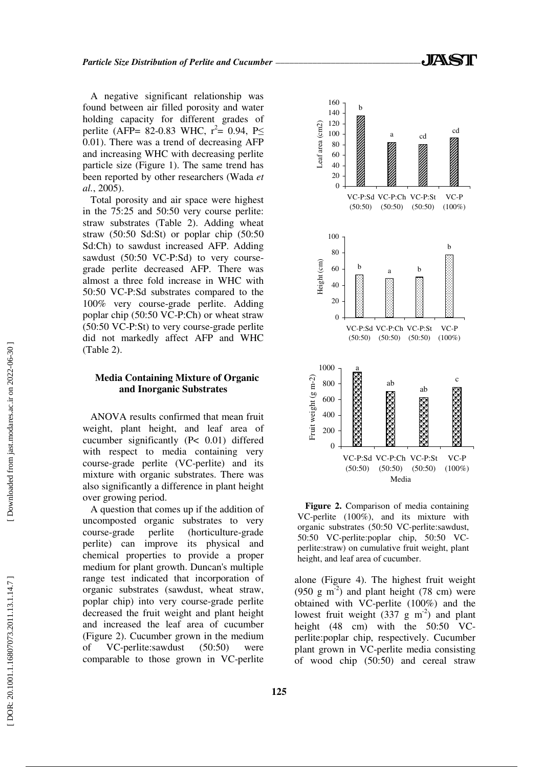A negative significant relationship was found between air filled porosity and water holding capacity for different grades of perlite (AFP= 82-0.83 WHC, $r^2$= 0.94, P≤ 0.01). There was a trend of decreasing AFP and increasing WHC with decreasing perlite particle size (Figure 1). The same trend has been reported by other researchers (Wada *et al.*, 2005).

Total porosity and air space were highest in the 75:25 and 50:50 very course perlite: straw substrates (Table 2). Adding wheat straw (50:50 Sd:St) or poplar chip (50:50 Sd:Ch) to sawdust increased AFP. Adding sawdust (50:50 VC-P:Sd) to very course-grade perlite decreased AFP. There was almost a three fold increase in WHC with 50:50 VC-P:Sd substrates compared to the 100% very course-grade perlite. Adding poplar chip (50:50 VC-P:Ch) or wheat straw (50:50 VC-P:St) to very course-grade perlite did not markedly affect AFP and WHC (Table 2).

### Media Containing Mixture of Organic and Inorganic Substrates

ANOVA results confirmed that mean fruit weight, plant height, and leaf area of cucumber significantly (P< 0.01) differed with respect to media containing very course-grade perlite (VC-perlite) and its mixture with organic substrates. There was also significantly a difference in plant height over growing period.

A question that comes up if the addition of uncomposted organic substrates to very course-grade perlite (horticulture-grade perlite) can improve its physical and chemical properties to provide a proper medium for plant growth. Duncan's multiple range test indicated that incorporation of organic substrates (sawdust, wheat straw, poplar chip) into very course-grade perlite decreased the fruit weight and plant height and increased the leaf area of cucumber (Figure 2). Cucumber grown in the medium of VC-perlite:sawdust (50:50) were comparable to those grown in VC-perlite alone (Figure 4). The highest fruit weight (950 g $m^{-2}$) and plant height (78 cm) were obtained with VC-perlite (100%) and the lowest fruit weight (337 g $m^{-2}$) and plant height (48 cm) with the 50:50 VC-perlite:poplar chip, respectively. Cucumber plant grown in VC-perlite media consisting of wood chip (50:50) and cereal straw

**Figure 2.** Comparison of media containing VC-perlite (100%), and its mixture with organic substrates (50:50 VC-perlite:sawdust, 50:50 VC-perlite:poplar chip, 50:50 VC-perlite:straw) on cumulative fruit weight, plant height, and leaf area of cucumber.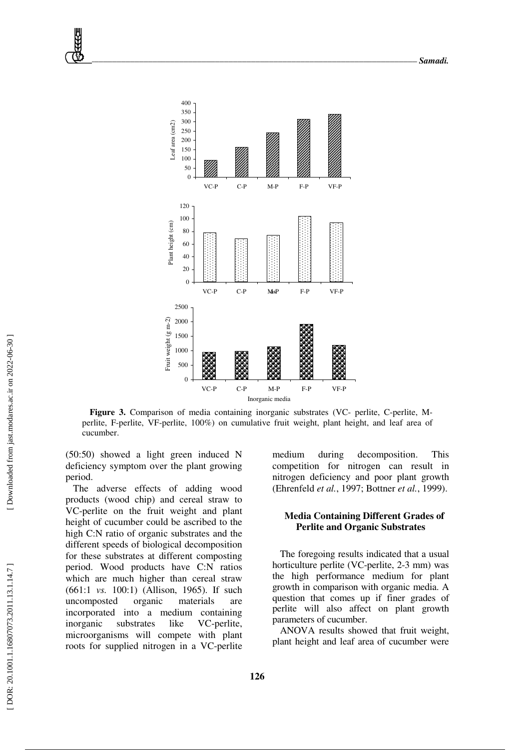**Figure 3.** Comparison of media containing inorganic substrates (VC- perlite, C-perlite, M-perlite, F-perlite, VF-perlite, 100%) on cumulative fruit weight, plant height, and leaf area of cucumber.

(50:50) showed a light green induced N deficiency symptom over the plant growing period.

The adverse effects of adding wood products (wood chip) and cereal straw to VC-perlite on the fruit weight and plant height of cucumber could be ascribed to the high C:N ratio of organic substrates and the different speeds of biological decomposition for these substrates at different composting period. Wood products have C:N ratios which are much higher than cereal straw (661:1 *vs.* 100:1) (Allison, 1965). If such uncomposted organic materials are incorporated into a medium containing inorganic substrates like VC-perlite, microorganisms will compete with plant roots for supplied nitrogen in a VC-perlite medium during decomposition. This competition for nitrogen can result in nitrogen deficiency and poor plant growth (Ehrenfeld *et al.*, 1997; Bottner *et al.*, 1999).

### Media Containing Different Grades of Perlite and Organic Substrates

The foregoing results indicated that a usual horticulture perlite (VC-perlite, 2-3 mm) was the high performance medium for plant growth in comparison with organic media. A question that comes up if finer grades of perlite will also affect on plant growth parameters of cucumber.

ANOVA results showed that fruit weight, plant height and leaf area of cucumber were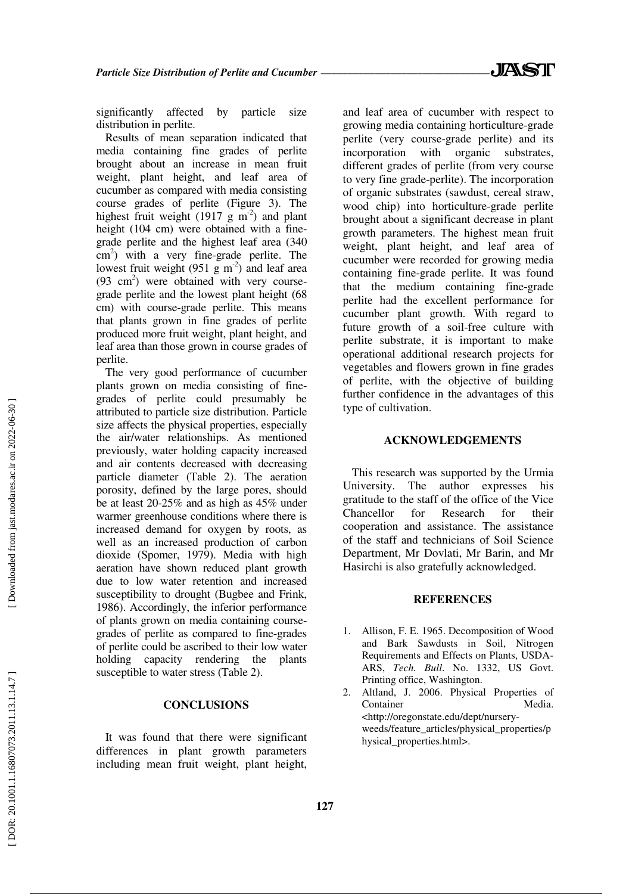significantly affected by particle size distribution in perlite.

Results of mean separation indicated that media containing fine grades of perlite brought about an increase in mean fruit weight, plant height, and leaf area of cucumber as compared with media consisting course grades of perlite (Figure 3). The highest fruit weight (1917 g $m^{-2}$) and plant height (104 cm) were obtained with a fine-grade perlite and the highest leaf area (340 $cm^2$) with a very fine-grade perlite. The lowest fruit weight (951 g $m^{-2}$) and leaf area (93 $cm^2$) were obtained with very course-grade perlite and the lowest plant height (68 cm) with course-grade perlite. This means that plants grown in fine grades of perlite produced more fruit weight, plant height, and leaf area than those grown in course grades of perlite.

The very good performance of cucumber plants grown on media consisting of fine-grades of perlite could presumably be attributed to particle size distribution. Particle size affects the physical properties, especially the air/water relationships. As mentioned previously, water holding capacity increased and air contents decreased with decreasing particle diameter (Table 2). The aeration porosity, defined by the large pores, should be at least 20-25% and as high as 45% under warmer greenhouse conditions where there is increased demand for oxygen by roots, as well as an increased production of carbon dioxide (Spomer, 1979). Media with high aeration have shown reduced plant growth due to low water retention and increased susceptibility to drought (Bugbee and Frink, 1986). Accordingly, the inferior performance of plants grown on media containing course-grades of perlite as compared to fine-grades of perlite could be ascribed to their low water holding capacity rendering the plants susceptible to water stress (Table 2).

## CONCLUSIONS

It was found that there were significant differences in plant growth parameters including mean fruit weight, plant height, and leaf area of cucumber with respect to growing media containing horticulture-grade perlite (very course-grade perlite) and its incorporation with organic substrates, different grades of perlite (from very course to very fine grade-perlite). The incorporation of organic substrates (sawdust, cereal straw, wood chip) into horticulture-grade perlite brought about a significant decrease in plant growth parameters. The highest mean fruit weight, plant height, and leaf area of cucumber were recorded for growing media containing fine-grade perlite. It was found that the medium containing fine-grade perlite had the excellent performance for cucumber plant growth. With regard to future growth of a soil-free culture with perlite substrate, it is important to make operational additional research projects for vegetables and flowers grown in fine grades of perlite, with the objective of building further confidence in the advantages of this type of cultivation.

## ACKNOWLEDGEMENTS

This research was supported by the Urmia University. The author expresses his gratitude to the staff of the office of the Vice Chancellor for Research for their cooperation and assistance. The assistance of the staff and technicians of Soil Science Department, Mr Dovlati, Mr Barin, and Mr Hasirchi is also gratefully acknowledged.

## REFERENCES

1. Allison, F. E. 1965. Decomposition of Wood and Bark Sawdusts in Soil, Nitrogen Requirements and Effects on Plants, USDA-ARS, *Tech. Bull.* No. 1332, US Govt. Printing office, Washington.
2. Altland, J. 2006. Physical Properties of Container Media. <http://oregonstate.edu/dept/nursery-weeds/feature_articles/physical_properties/physical_properties.html>.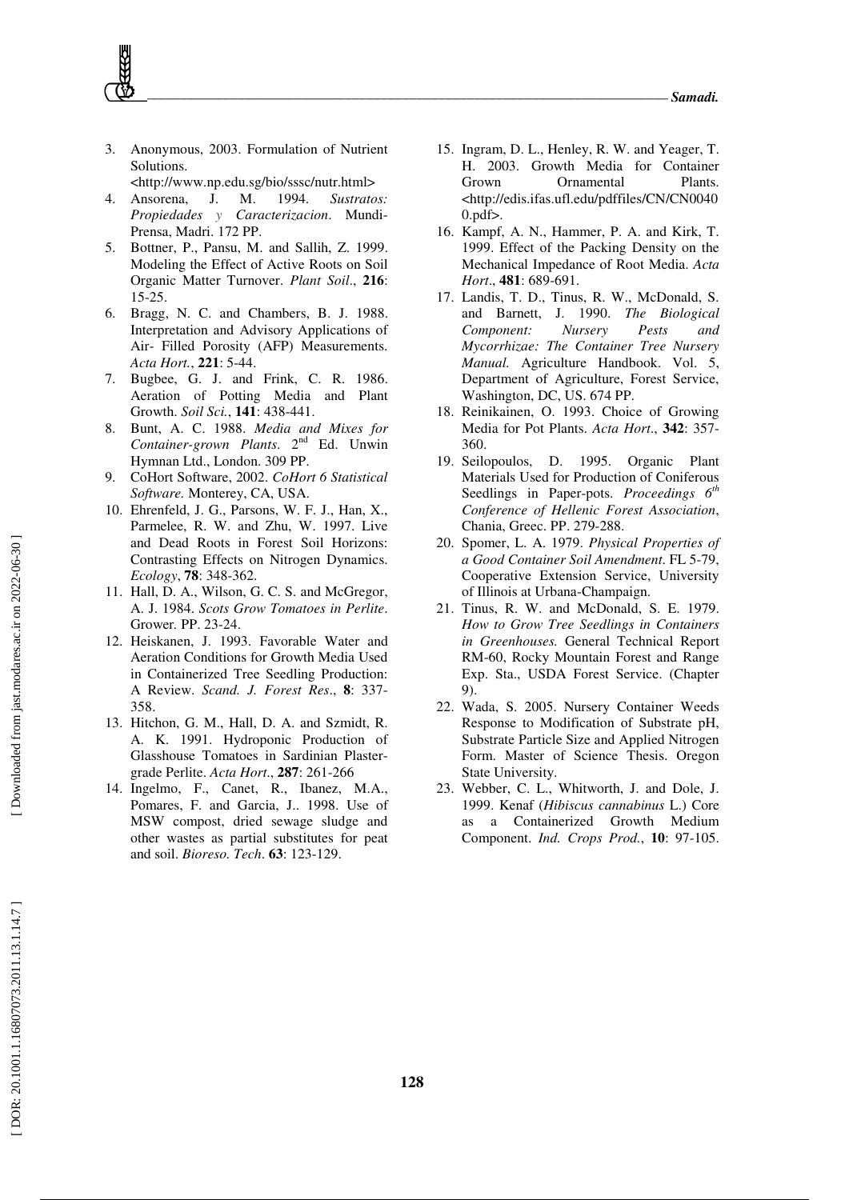3. Anonymous, 2003. Formulation of Nutrient Solutions. <http://www.np.edu.sg/bio/sssc/nutr.html>
4. Ansorena, J. M. 1994. *Sustratos: Propiedades y Caracterizacion*. Mundi-Prensa, Madri. 172 PP.
5. Bottner, P., Pansu, M. and Sallih, Z. 1999. Modeling the Effect of Active Roots on Soil Organic Matter Turnover. *Plant Soil*., **216**: 15-25.
6. Bragg, N. C. and Chambers, B. J. 1988. Interpretation and Advisory Applications of Air- Filled Porosity (AFP) Measurements. *Acta Hort.*, **221**: 5-44.
7. Bugbee, G. J. and Frink, C. R. 1986. Aeration of Potting Media and Plant Growth. *Soil Sci.*, **141**: 438-441.
8. Bunt, A. C. 1988. *Media and Mixes for Container-grown Plants*. 2nd Ed. Unwin Hymnan Ltd., London. 309 PP.
9. CoHort Software, 2002. *CoHort 6 Statistical Software.* Monterey, CA, USA.
10. Ehrenfeld, J. G., Parsons, W. F. J., Han, X., Parmelee, R. W. and Zhu, W. 1997. Live and Dead Roots in Forest Soil Horizons: Contrasting Effects on Nitrogen Dynamics. *Ecology*, **78**: 348-362.
11. Hall, D. A., Wilson, G. C. S. and McGregor, A. J. 1984. *Scots Grow Tomatoes in Perlite*. Grower. PP. 23-24.
12. Heiskanen, J. 1993. Favorable Water and Aeration Conditions for Growth Media Used in Containerized Tree Seedling Production: A Review. *Scand. J. Forest Res*., **8**: 337-358.
13. Hitchon, G. M., Hall, D. A. and Szmidt, R. A. K. 1991. Hydroponic Production of Glasshouse Tomatoes in Sardinian Plaster-grade Perlite. *Acta Hort*., **287**: 261-266
14. Ingelmo, F., Canet, R., Ibanez, M.A., Pomares, F. and Garcia, J.. 1998. Use of MSW compost, dried sewage sludge and other wastes as partial substitutes for peat and soil. *Bioreso. Tech*. **63**: 123-129.
15. Ingram, D. L., Henley, R. W. and Yeager, T. H. 2003. Growth Media for Container Grown Ornamental Plants. <http://edis.ifas.ufl.edu/pdffiles/CN/CN00400.pdf>.
16. Kampf, A. N., Hammer, P. A. and Kirk, T. 1999. Effect of the Packing Density on the Mechanical Impedance of Root Media. *Acta Hort*., **481**: 689-691.
17. Landis, T. D., Tinus, R. W., McDonald, S. and Barnett, J. 1990. *The Biological Component: Nursery Pests and Mycorrhizae: The Container Tree Nursery Manual.* Agriculture Handbook. Vol. 5, Department of Agriculture, Forest Service, Washington, DC, US. 674 PP.
18. Reinikainen, O. 1993. Choice of Growing Media for Pot Plants. *Acta Hort*., **342**: 357-360.
19. Seilopoulos, D. 1995. Organic Plant Materials Used for Production of Coniferous Seedlings in Paper-pots. *Proceedings 6th Conference of Hellenic Forest Association*, Chania, Greec. PP. 279-288.
20. Spomer, L. A. 1979. *Physical Properties of a Good Container Soil Amendment*. FL 5-79, Cooperative Extension Service, University of Illinois at Urbana-Champaign.
21. Tinus, R. W. and McDonald, S. E. 1979. *How to Grow Tree Seedlings in Containers in Greenhouses.* General Technical Report RM-60, Rocky Mountain Forest and Range Exp. Sta., USDA Forest Service. (Chapter 9).
22. Wada, S. 2005. Nursery Container Weeds Response to Modification of Substrate pH, Substrate Particle Size and Applied Nitrogen Form. Master of Science Thesis. Oregon State University.
23. Webber, C. L., Whitworth, J. and Dole, J. 1999. Kenaf (*Hibiscus cannabinus* L.) Core as a Containerized Growth Medium Component. *Ind. Crops Prod.*, **10**: 97-105.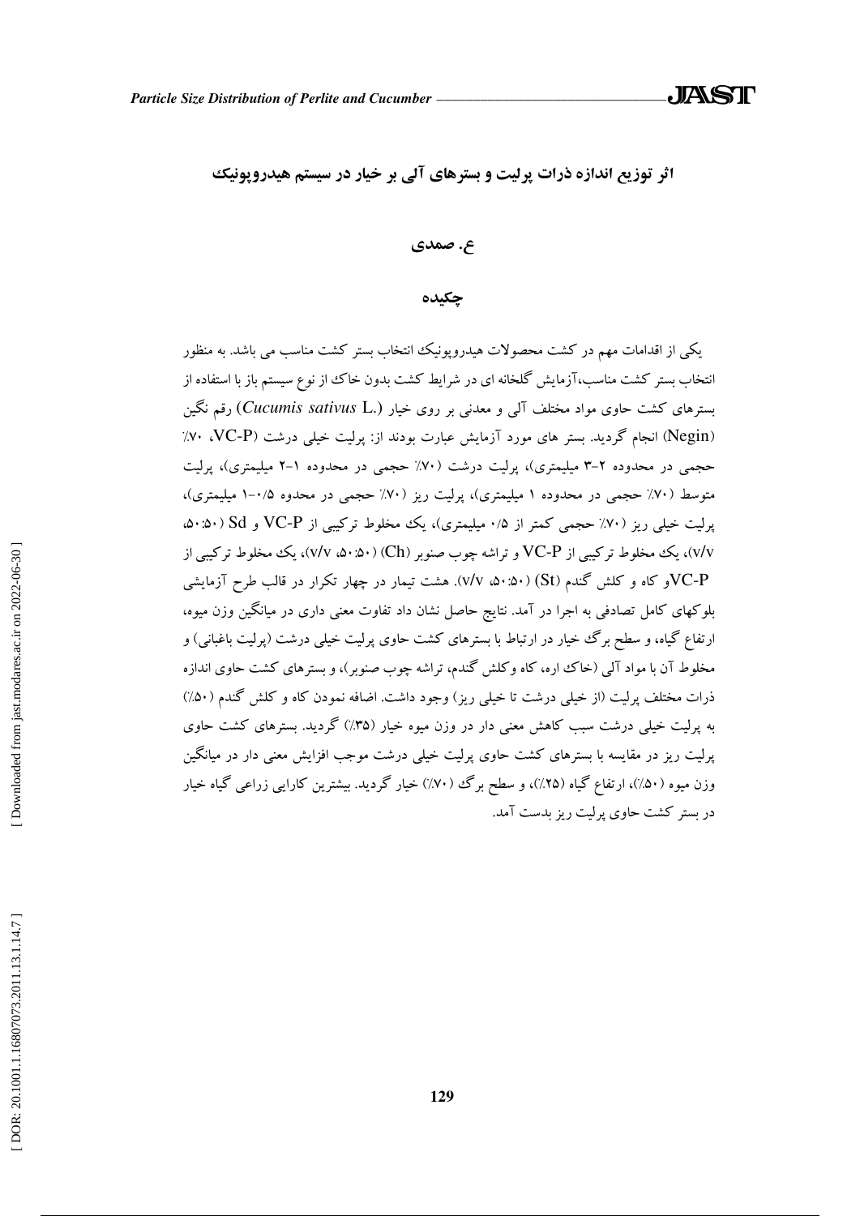# اثر توزیع اندازه ذرات پرلیت و بسترهای آلی بر خیار در سیستم هیدروپونیک

## ع. صمدی

## چکیده

یکی از اقدامات مهم در کشت محصولات هیدروپونیک انتخاب بستر کشت مناسب می باشد. به منظور انتخاب بستر کشت مناسب،آزمایش گلخانه ای در شرایط کشت بدون خاک از نوع سیستم باز با استفاده از بسترهای کشت حاوی مواد مختلف آلی و معدنی بر روی خیار (*Cucumis sativus* L.) رقم نگین (Negin) انجام گردید. بستر های مورد آزمایش عبارت بودند از: پرلیت خیلی درشت (VC-P، ۷۰٪ حجمی در محدوده ۲-۳ میلیمتری)، پرلیت درشت (۷۰٪ حجمی در محدوده ۱-۲ میلیمتری)، پرلیت متوسط (۷۰٪ حجمی در محدوده ۱ میلیمتری)، پرلیت ریز (۷۰٪ حجمی در محدوه ۰/۵-۱ میلیمتری)، پرلیت خیلی ریز (۷۰٪ حجمی کمتر از ۰/۵ میلیمتری)، یک مخلوط ترکیبی از VC-P و Sd (۵۰:۵۰، v/v)، یک مخلوط ترکیبی از VC-P و تراشه چوب صنوبر (Ch) (۵۰:۵۰، v/v)، یک مخلوط ترکیبی از VC-Pو کاه و کلش گندم (St) (۵۰:۵۰، v/v). هشت تیمار در چهار تکرار در قالب طرح آزمایشی بلوکهای کامل تصادفی به اجرا در آمد. نتایج حاصل نشان داد تفاوت معنی داری در میانگین وزن میوه، ارتفاع گیاه، و سطح برگ خیار در ارتباط با بسترهای کشت حاوی پرلیت خیلی درشت (پرلیت باغبانی) و مخلوط آن با مواد آلی (خاک اره، کاه وکلش گندم، تراشه چوب صنوبر)، و بسترهای کشت حاوی اندازه ذرات مختلف پرلیت (از خیلی درشت تا خیلی ریز) وجود داشت. اضافه نمودن کاه و کلش گندم (۵۰٪) به پرلیت خیلی درشت سبب کاهش معنی دار در وزن میوه خیار (۳۵٪) گردید. بسترهای کشت حاوی پرلیت ریز در مقایسه با بسترهای کشت حاوی پرلیت خیلی درشت موجب افزایش معنی دار در میانگین وزن میوه (۵۰٪)، ارتفاع گیاه (۲۵٪)، و سطح برگ (۷۰٪) خیار گردید. بیشترین کارایی زراعی گیاه خیار در بستر کشت حاوی پرلیت ریز بدست آمد.